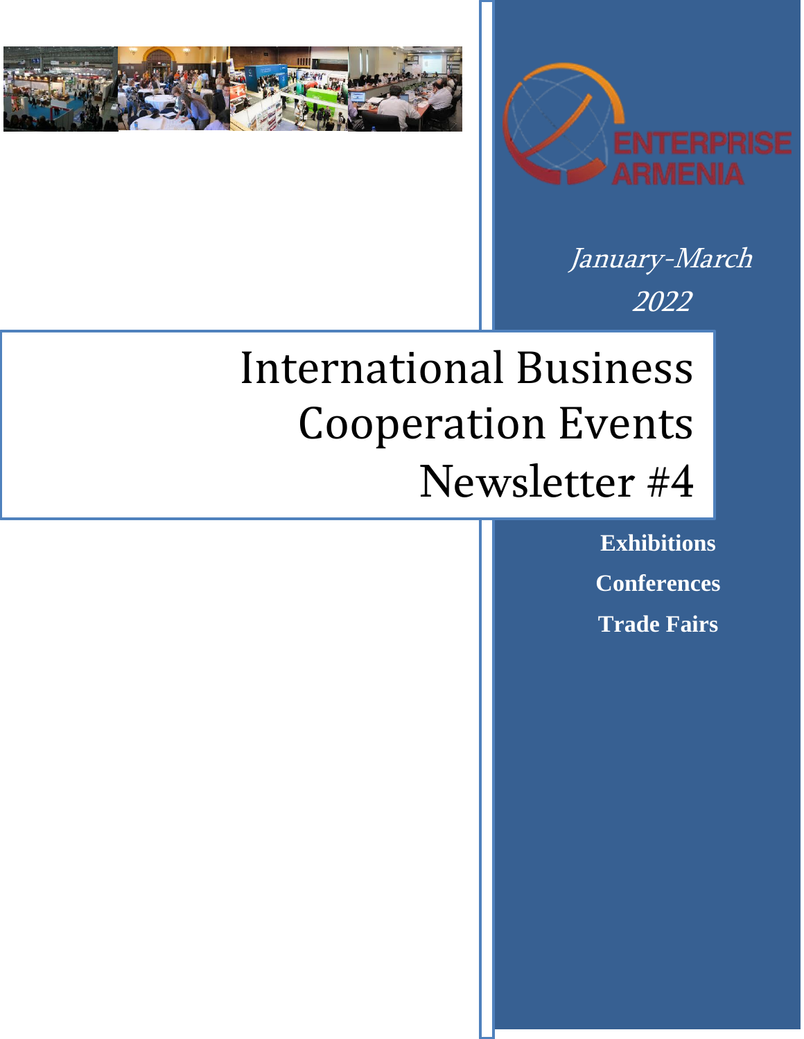ENTERPRISE ARMENIA

*January-March 2022*

# International Business Cooperation Events Newsletter #4

**Exhibitions**

**Conferences**

**Trade Fairs**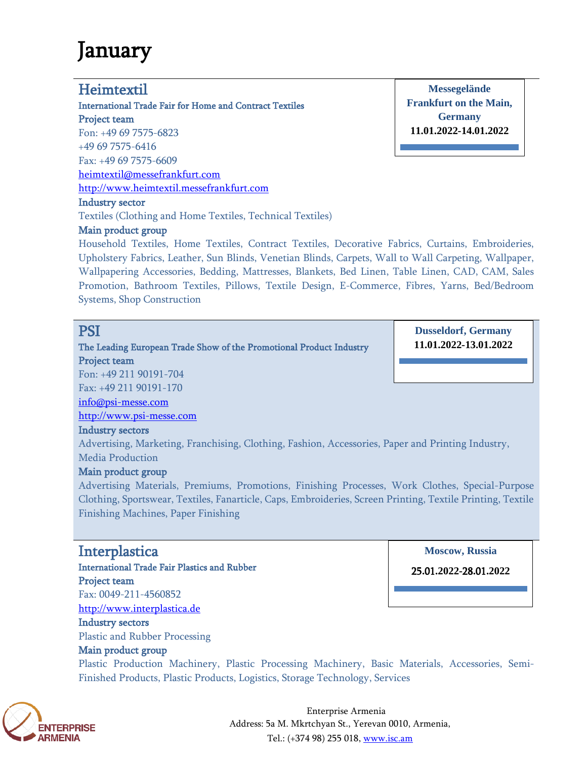# January

## Heimtextil

**Messegelände Frankfurt on the Main, Germany**
**11.01.2022-14.01.2022**

International Trade Fair for Home and Contract Textiles

**Project team**

Fon: +49 69 7575-6823
+49 69 7575-6416
Fax: +49 69 7575-6609
heimtextil@messefrankfurt.com
http://www.heimtextil.messefrankfurt.com

**Industry sector**

Textiles (Clothing and Home Textiles, Technical Textiles)

**Main product group**

Household Textiles, Home Textiles, Contract Textiles, Decorative Fabrics, Curtains, Embroideries, Upholstery Fabrics, Leather, Sun Blinds, Venetian Blinds, Carpets, Wall to Wall Carpeting, Wallpaper, Wallpapering Accessories, Bedding, Mattresses, Blankets, Bed Linen, Table Linen, CAD, CAM, Sales Promotion, Bathroom Textiles, Pillows, Textile Design, E-Commerce, Fibres, Yarns, Bed/Bedroom Systems, Shop Construction

## PSI

**Dusseldorf, Germany**
**11.01.2022-13.01.2022**

The Leading European Trade Show of the Promotional Product Industry

**Project team**

Fon: +49 211 90191-704
Fax: +49 211 90191-170
info@psi-messe.com
http://www.psi-messe.com

**Industry sectors**

Advertising, Marketing, Franchising, Clothing, Fashion, Accessories, Paper and Printing Industry, Media Production

**Main product group**

Advertising Materials, Premiums, Promotions, Finishing Processes, Work Clothes, Special-Purpose Clothing, Sportswear, Textiles, Fanarticle, Caps, Embroideries, Screen Printing, Textile Printing, Textile Finishing Machines, Paper Finishing

## Interplastica

**Moscow, Russia**
**25.01.2022-28.01.2022**

International Trade Fair Plastics and Rubber

**Project team**

Fax: 0049-211-4560852
http://www.interplastica.de

**Industry sectors**

Plastic and Rubber Processing

**Main product group**

Plastic Production Machinery, Plastic Processing Machinery, Basic Materials, Accessories, Semi-Finished Products, Plastic Products, Logistics, Storage Technology, Services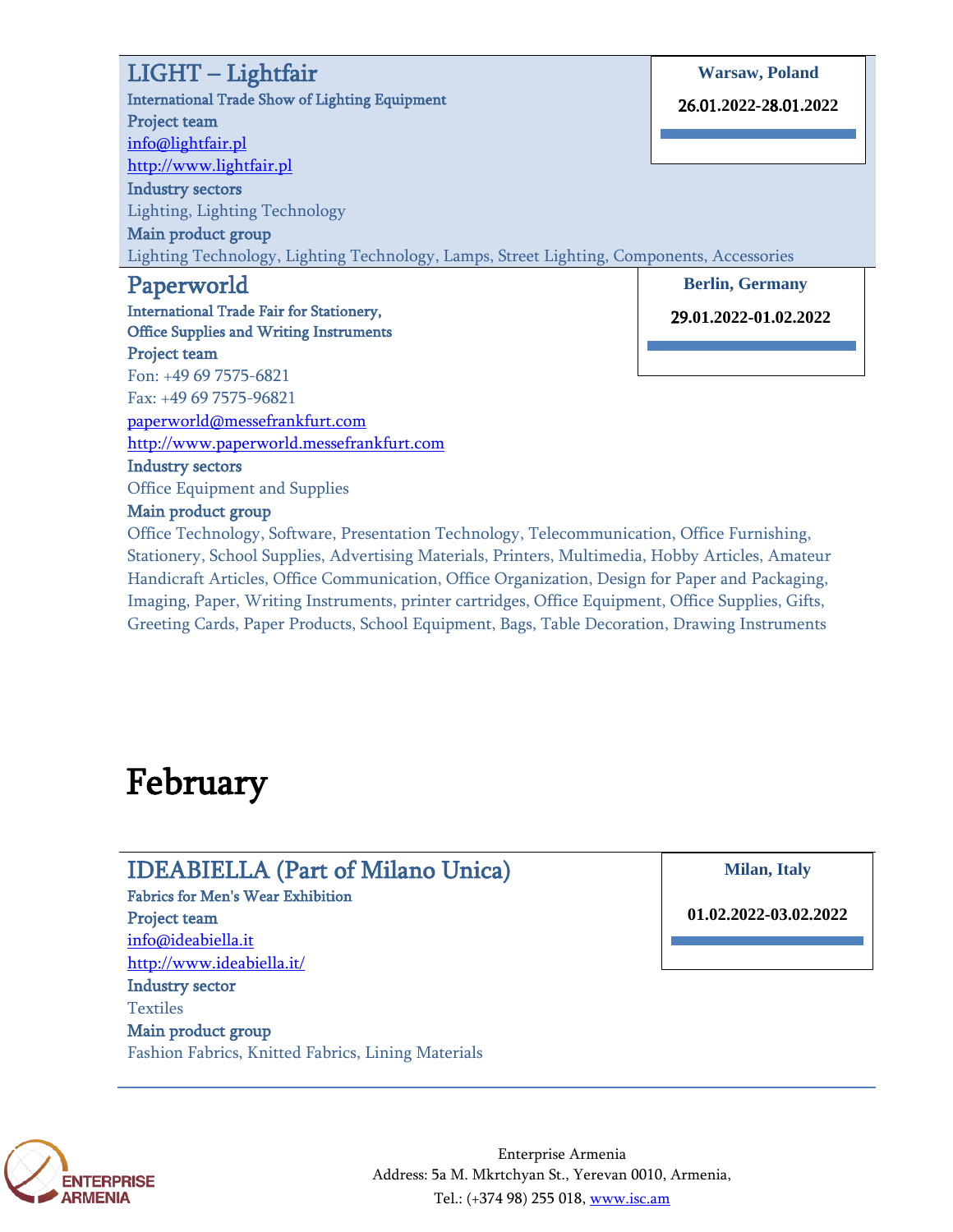## LIGHT – Lightfair

**Warsaw, Poland**

**26.01.2022-28.01.2022**

**International Trade Show of Lighting Equipment**

**Project team**

info@lightfair.pl

http://www.lightfair.pl

**Industry sectors**

Lighting, Lighting Technology

**Main product group**

Lighting Technology, Lighting Technology, Lamps, Street Lighting, Components, Accessories

## Paperworld

**Berlin, Germany**

**29.01.2022-01.02.2022**

**International Trade Fair for Stationery, Office Supplies and Writing Instruments**

**Project team**

Fon: +49 69 7575-6821

Fax: +49 69 7575-96821

paperworld@messefrankfurt.com

http://www.paperworld.messefrankfurt.com

**Industry sectors**

Office Equipment and Supplies

**Main product group**

Office Technology, Software, Presentation Technology, Telecommunication, Office Furnishing, Stationery, School Supplies, Advertising Materials, Printers, Multimedia, Hobby Articles, Amateur Handicraft Articles, Office Communication, Office Organization, Design for Paper and Packaging, Imaging, Paper, Writing Instruments, printer cartridges, Office Equipment, Office Supplies, Gifts, Greeting Cards, Paper Products, School Equipment, Bags, Table Decoration, Drawing Instruments

# February

## IDEABIELLA (Part of Milano Unica)

**Milan, Italy**

**01.02.2022-03.02.2022**

**Fabrics for Men's Wear Exhibition**

**Project team**

info@ideabiella.it

http://www.ideabiella.it/

**Industry sector**

Textiles

**Main product group**

Fashion Fabrics, Knitted Fabrics, Lining Materials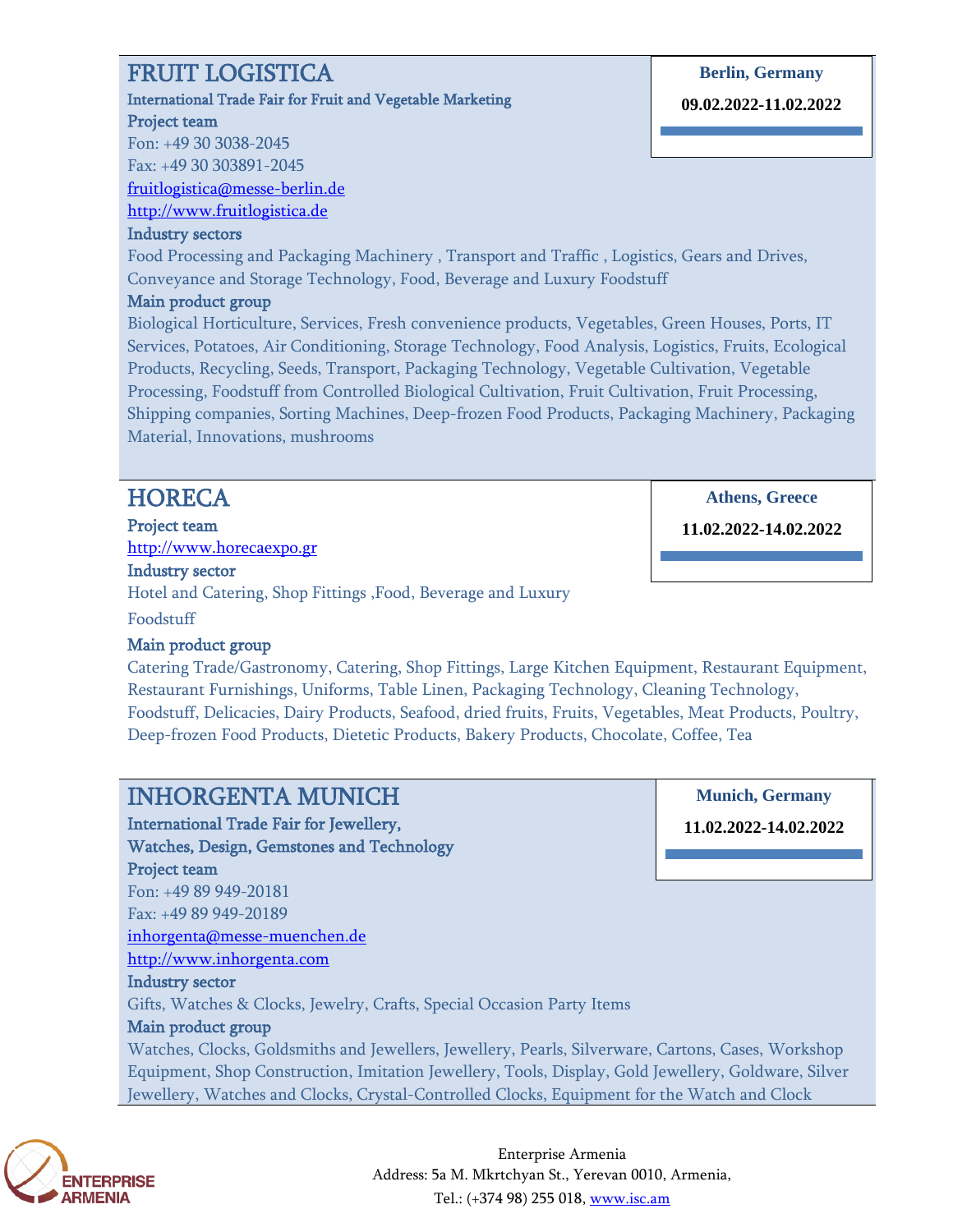## FRUIT LOGISTICA

**Berlin, Germany**

**09.02.2022-11.02.2022**

**International Trade Fair for Fruit and Vegetable Marketing**

**Project team**

Fon: +49 30 3038-2045

Fax: +49 30 303891-2045

fruitlogistica@messe-berlin.de

http://www.fruitlogistica.de

**Industry sectors**

Food Processing and Packaging Machinery , Transport and Traffic , Logistics, Gears and Drives, Conveyance and Storage Technology, Food, Beverage and Luxury Foodstuff

**Main product group**

Biological Horticulture, Services, Fresh convenience products, Vegetables, Green Houses, Ports, IT Services, Potatoes, Air Conditioning, Storage Technology, Food Analysis, Logistics, Fruits, Ecological Products, Recycling, Seeds, Transport, Packaging Technology, Vegetable Cultivation, Vegetable Processing, Foodstuff from Controlled Biological Cultivation, Fruit Cultivation, Fruit Processing, Shipping companies, Sorting Machines, Deep-frozen Food Products, Packaging Machinery, Packaging Material, Innovations, mushrooms

## HORECA

**Athens, Greece**

**11.02.2022-14.02.2022**

**Project team**

http://www.horecaexpo.gr

**Industry sector**

Hotel and Catering, Shop Fittings ,Food, Beverage and Luxury Foodstuff

**Main product group**

Catering Trade/Gastronomy, Catering, Shop Fittings, Large Kitchen Equipment, Restaurant Equipment, Restaurant Furnishings, Uniforms, Table Linen, Packaging Technology, Cleaning Technology, Foodstuff, Delicacies, Dairy Products, Seafood, dried fruits, Fruits, Vegetables, Meat Products, Poultry, Deep-frozen Food Products, Dietetic Products, Bakery Products, Chocolate, Coffee, Tea

## INHORGENTA MUNICH

**Munich, Germany**

**11.02.2022-14.02.2022**

**International Trade Fair for Jewellery, Watches, Design, Gemstones and Technology**

**Project team**

Fon: +49 89 949-20181

Fax: +49 89 949-20189

inhorgenta@messe-muenchen.de

http://www.inhorgenta.com

**Industry sector**

Gifts, Watches & Clocks, Jewelry, Crafts, Special Occasion Party Items

**Main product group**

Watches, Clocks, Goldsmiths and Jewellers, Jewellery, Pearls, Silverware, Cartons, Cases, Workshop Equipment, Shop Construction, Imitation Jewellery, Tools, Display, Gold Jewellery, Goldware, Silver Jewellery, Watches and Clocks, Crystal-Controlled Clocks, Equipment for the Watch and Clock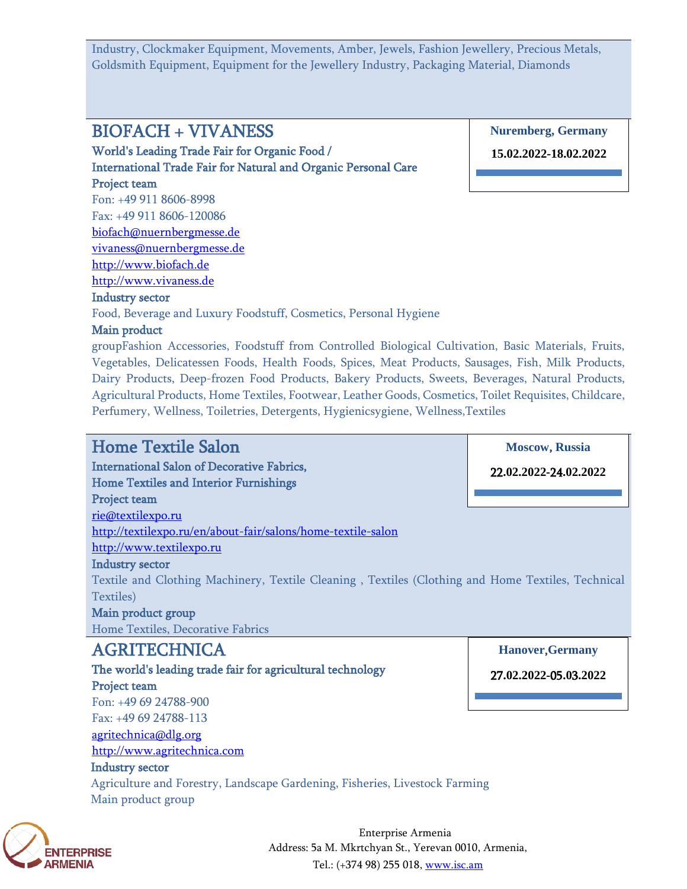Industry, Clockmaker Equipment, Movements, Amber, Jewels, Fashion Jewellery, Precious Metals, Goldsmith Equipment, Equipment for the Jewellery Industry, Packaging Material, Diamonds

## BIOFACH + VIVANESS

**Nuremberg, Germany**

**15.02.2022-18.02.2022**

**World's Leading Trade Fair for Organic Food / International Trade Fair for Natural and Organic Personal Care**

**Project team**

Fon: +49 911 8606-8998
Fax: +49 911 8606-120086
biofach@nuernbergmesse.de
vivaness@nuernbergmesse.de
http://www.biofach.de
http://www.vivaness.de

**Industry sector**

Food, Beverage and Luxury Foodstuff, Cosmetics, Personal Hygiene

**Main product**

groupFashion Accessories, Foodstuff from Controlled Biological Cultivation, Basic Materials, Fruits, Vegetables, Delicatessen Foods, Health Foods, Spices, Meat Products, Sausages, Fish, Milk Products, Dairy Products, Deep-frozen Food Products, Bakery Products, Sweets, Beverages, Natural Products, Agricultural Products, Home Textiles, Footwear, Leather Goods, Cosmetics, Toilet Requisites, Childcare, Perfumery, Wellness, Toiletries, Detergents, Hygienicsygiene, Wellness,Textiles

## Home Textile Salon

**Moscow, Russia**

**22.02.2022-24.02.2022**

**International Salon of Decorative Fabrics, Home Textiles and Interior Furnishings**

**Project team**

rie@textilexpo.ru
http://textilexpo.ru/en/about-fair/salons/home-textile-salon
http://www.textilexpo.ru

**Industry sector**

Textile and Clothing Machinery, Textile Cleaning , Textiles (Clothing and Home Textiles, Technical Textiles)

**Main product group**

Home Textiles, Decorative Fabrics

## AGRITECHNICA

**Hanover,Germany**

**27.02.2022-05.03.2022**

**The world's leading trade fair for agricultural technology**

**Project team**

Fon: +49 69 24788-900
Fax: +49 69 24788-113
agritechnica@dlg.org
http://www.agritechnica.com

**Industry sector**

Agriculture and Forestry, Landscape Gardening, Fisheries, Livestock Farming

Main product group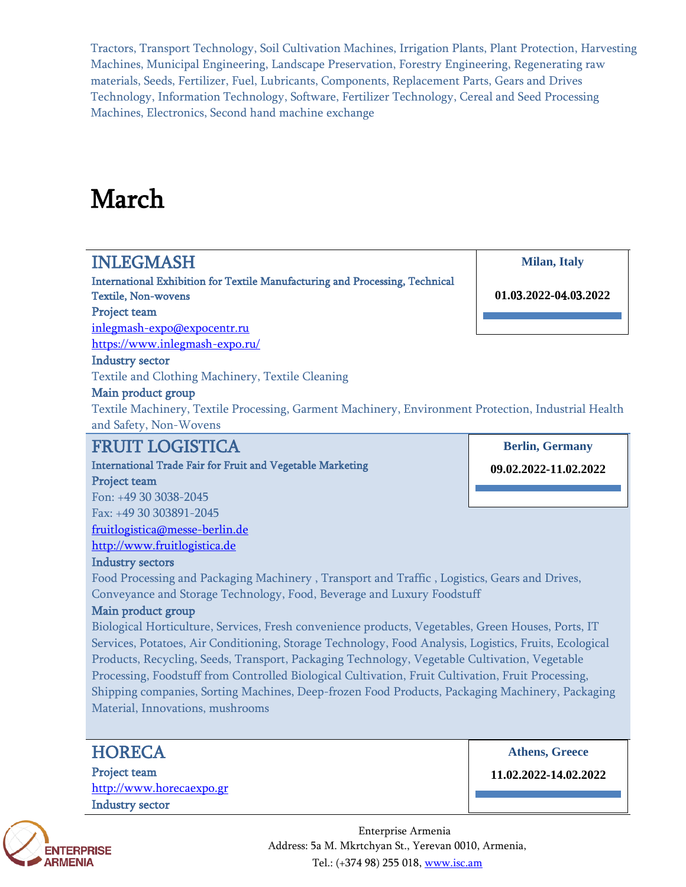Tractors, Transport Technology, Soil Cultivation Machines, Irrigation Plants, Plant Protection, Harvesting Machines, Municipal Engineering, Landscape Preservation, Forestry Engineering, Regenerating raw materials, Seeds, Fertilizer, Fuel, Lubricants, Components, Replacement Parts, Gears and Drives Technology, Information Technology, Software, Fertilizer Technology, Cereal and Seed Processing Machines, Electronics, Second hand machine exchange

# March

## INLEGMASH

**Milan, Italy**

**01.03.2022-04.03.2022**

**International Exhibition for Textile Manufacturing and Processing, Technical Textile, Non-wovens**

**Project team**

inlegmash-expo@expocentr.ru

https://www.inlegmash-expo.ru/

**Industry sector**

Textile and Clothing Machinery, Textile Cleaning

**Main product group**

Textile Machinery, Textile Processing, Garment Machinery, Environment Protection, Industrial Health and Safety, Non-Wovens

## FRUIT LOGISTICA

**Berlin, Germany**

**09.02.2022-11.02.2022**

**International Trade Fair for Fruit and Vegetable Marketing**

**Project team**

Fon: +49 30 3038-2045

Fax: +49 30 303891-2045

fruitlogistica@messe-berlin.de

http://www.fruitlogistica.de

**Industry sectors**

Food Processing and Packaging Machinery , Transport and Traffic , Logistics, Gears and Drives, Conveyance and Storage Technology, Food, Beverage and Luxury Foodstuff

**Main product group**

Biological Horticulture, Services, Fresh convenience products, Vegetables, Green Houses, Ports, IT Services, Potatoes, Air Conditioning, Storage Technology, Food Analysis, Logistics, Fruits, Ecological Products, Recycling, Seeds, Transport, Packaging Technology, Vegetable Cultivation, Vegetable Processing, Foodstuff from Controlled Biological Cultivation, Fruit Cultivation, Fruit Processing, Shipping companies, Sorting Machines, Deep-frozen Food Products, Packaging Machinery, Packaging Material, Innovations, mushrooms

## HORECA

**Athens, Greece**

**11.02.2022-14.02.2022**

**Project team**

http://www.horecaexpo.gr

**Industry sector**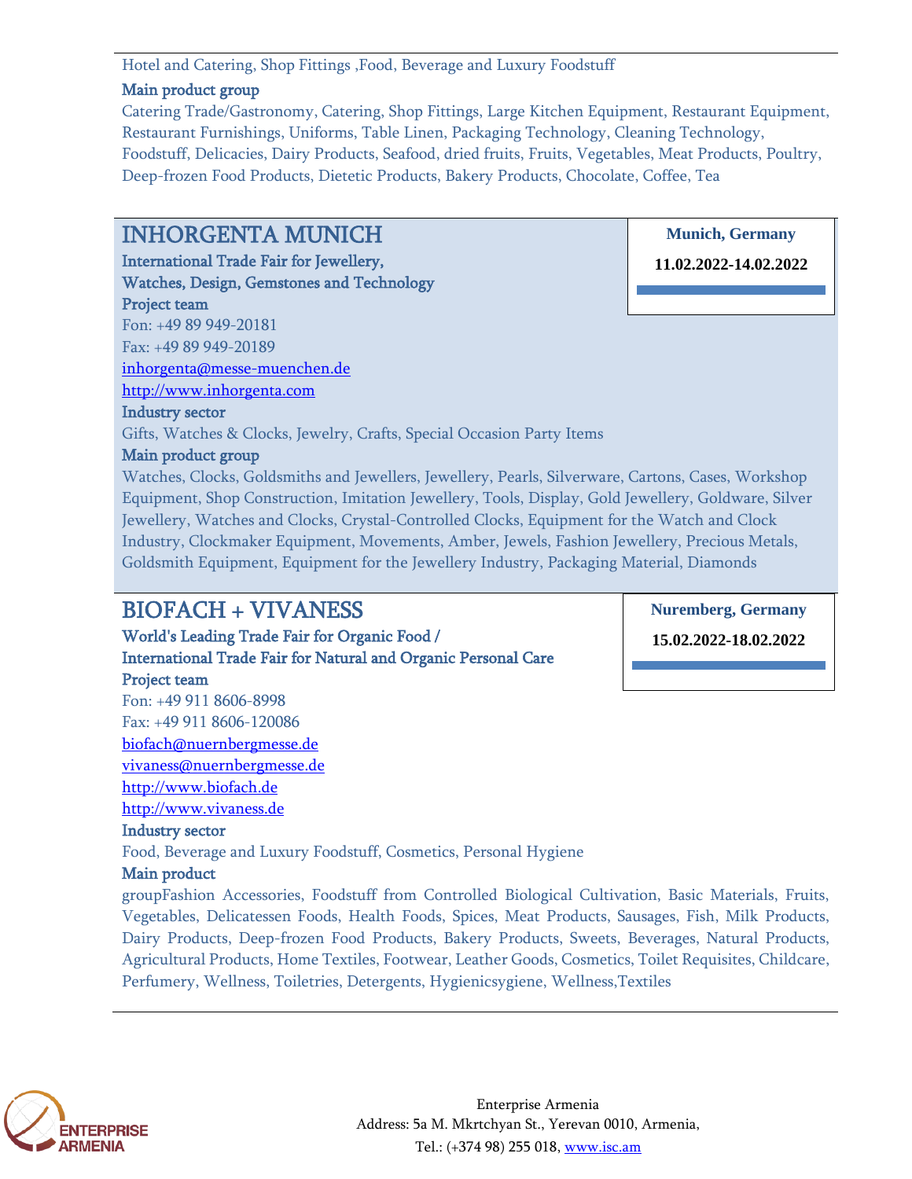Hotel and Catering, Shop Fittings ,Food, Beverage and Luxury Foodstuff

**Main product group**

Catering Trade/Gastronomy, Catering, Shop Fittings, Large Kitchen Equipment, Restaurant Equipment, Restaurant Furnishings, Uniforms, Table Linen, Packaging Technology, Cleaning Technology, Foodstuff, Delicacies, Dairy Products, Seafood, dried fruits, Fruits, Vegetables, Meat Products, Poultry, Deep-frozen Food Products, Dietetic Products, Bakery Products, Chocolate, Coffee, Tea

## INHORGENTA MUNICH

**Munich, Germany**

**11.02.2022-14.02.2022**

**International Trade Fair for Jewellery, Watches, Design, Gemstones and Technology**

**Project team**

Fon: +49 89 949-20181

Fax: +49 89 949-20189

inhorgenta@messe-muenchen.de

http://www.inhorgenta.com

**Industry sector**

Gifts, Watches & Clocks, Jewelry, Crafts, Special Occasion Party Items

**Main product group**

Watches, Clocks, Goldsmiths and Jewellers, Jewellery, Pearls, Silverware, Cartons, Cases, Workshop Equipment, Shop Construction, Imitation Jewellery, Tools, Display, Gold Jewellery, Goldware, Silver Jewellery, Watches and Clocks, Crystal-Controlled Clocks, Equipment for the Watch and Clock Industry, Clockmaker Equipment, Movements, Amber, Jewels, Fashion Jewellery, Precious Metals, Goldsmith Equipment, Equipment for the Jewellery Industry, Packaging Material, Diamonds

## BIOFACH + VIVANESS

**Nuremberg, Germany**

**15.02.2022-18.02.2022**

**World's Leading Trade Fair for Organic Food / International Trade Fair for Natural and Organic Personal Care**

**Project team**

Fon: +49 911 8606-8998

Fax: +49 911 8606-120086

biofach@nuernbergmesse.de

vivaness@nuernbergmesse.de

http://www.biofach.de

http://www.vivaness.de

**Industry sector**

Food, Beverage and Luxury Foodstuff, Cosmetics, Personal Hygiene

**Main product**

groupFashion Accessories, Foodstuff from Controlled Biological Cultivation, Basic Materials, Fruits, Vegetables, Delicatessen Foods, Health Foods, Spices, Meat Products, Sausages, Fish, Milk Products, Dairy Products, Deep-frozen Food Products, Bakery Products, Sweets, Beverages, Natural Products, Agricultural Products, Home Textiles, Footwear, Leather Goods, Cosmetics, Toilet Requisites, Childcare, Perfumery, Wellness, Toiletries, Detergents, Hygienicsygiene, Wellness,Textiles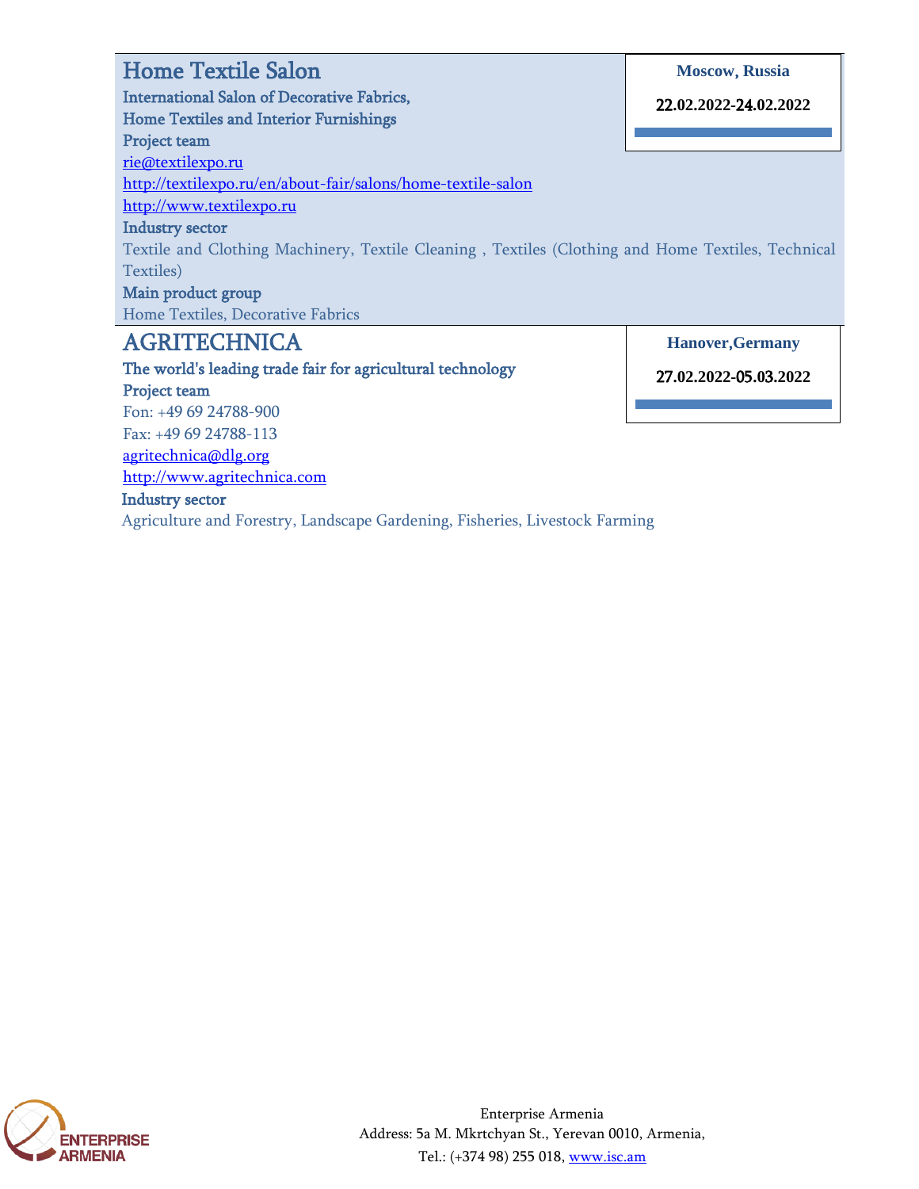## Home Textile Salon

**Moscow, Russia**

**22.02.2022-24.02.2022**

**International Salon of Decorative Fabrics, Home Textiles and Interior Furnishings**

**Project team**

rie@textilexpo.ru

http://textilexpo.ru/en/about-fair/salons/home-textile-salon

http://www.textilexpo.ru

**Industry sector**

Textile and Clothing Machinery, Textile Cleaning , Textiles (Clothing and Home Textiles, Technical Textiles)

**Main product group**

Home Textiles, Decorative Fabrics

## AGRITECHNICA

**Hanover,Germany**

**27.02.2022-05.03.2022**

**The world's leading trade fair for agricultural technology**

**Project team**

Fon: +49 69 24788-900

Fax: +49 69 24788-113

agritechnica@dlg.org

http://www.agritechnica.com

**Industry sector**

Agriculture and Forestry, Landscape Gardening, Fisheries, Livestock Farming